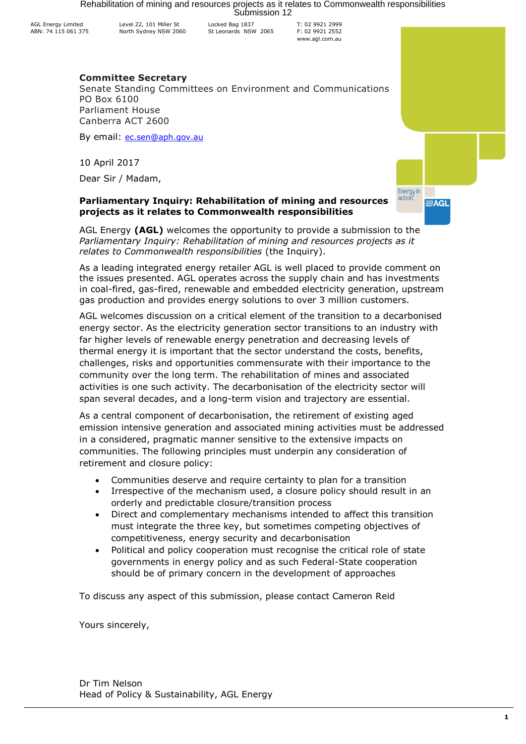AGL Energy Limited
ABN: 74 115 061 375

Level 22, 101 Miller St
North Sydney NSW 2060

Locked Bag 1837
St Leonards NSW 2065

T: 02 9921 2999
F: 02 9921 2552
www.agl.com.au

**Committee Secretary**
Senate Standing Committees on Environment and Communications
PO Box 6100
Parliament House
Canberra ACT 2600

By email: ec.sen@aph.gov.au

10 April 2017

Dear Sir / Madam,

**Parliamentary Inquiry: Rehabilitation of mining and resources projects as it relates to Commonwealth responsibilities**

AGL Energy **(AGL)** welcomes the opportunity to provide a submission to the *Parliamentary Inquiry: Rehabilitation of mining and resources projects as it relates to Commonwealth responsibilities* (the Inquiry).

As a leading integrated energy retailer AGL is well placed to provide comment on the issues presented. AGL operates across the supply chain and has investments in coal-fired, gas-fired, renewable and embedded electricity generation, upstream gas production and provides energy solutions to over 3 million customers.

AGL welcomes discussion on a critical element of the transition to a decarbonised energy sector. As the electricity generation sector transitions to an industry with far higher levels of renewable energy penetration and decreasing levels of thermal energy it is important that the sector understand the costs, benefits, challenges, risks and opportunities commensurate with their importance to the community over the long term. The rehabilitation of mines and associated activities is one such activity. The decarbonisation of the electricity sector will span several decades, and a long-term vision and trajectory are essential.

As a central component of decarbonisation, the retirement of existing aged emission intensive generation and associated mining activities must be addressed in a considered, pragmatic manner sensitive to the extensive impacts on communities. The following principles must underpin any consideration of retirement and closure policy:

- Communities deserve and require certainty to plan for a transition
- Irrespective of the mechanism used, a closure policy should result in an orderly and predictable closure/transition process
- Direct and complementary mechanisms intended to affect this transition must integrate the three key, but sometimes competing objectives of competitiveness, energy security and decarbonisation
- Political and policy cooperation must recognise the critical role of state governments in energy policy and as such Federal-State cooperation should be of primary concern in the development of approaches

To discuss any aspect of this submission, please contact Cameron Reid

Yours sincerely,

Dr Tim Nelson
Head of Policy & Sustainability, AGL Energy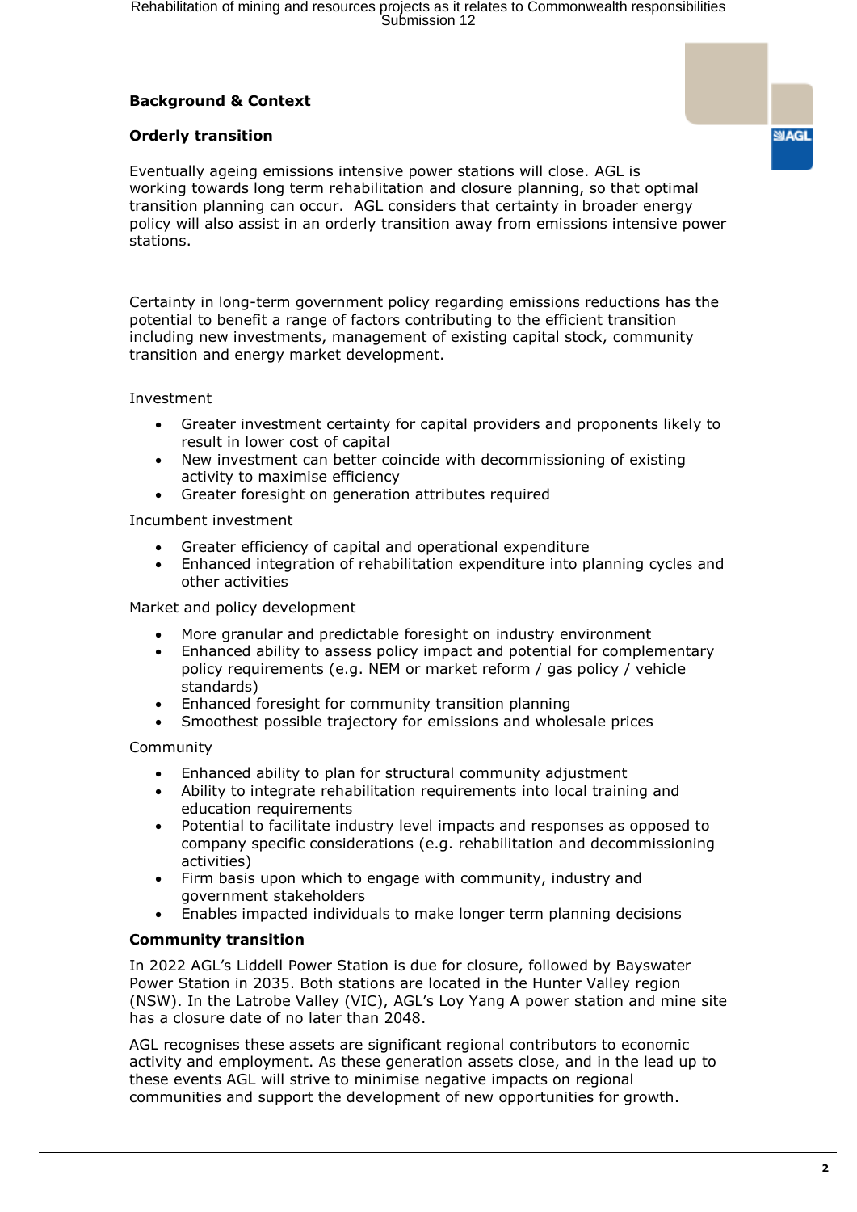## Background & Context

### Orderly transition

Eventually ageing emissions intensive power stations will close. AGL is working towards long term rehabilitation and closure planning, so that optimal transition planning can occur. AGL considers that certainty in broader energy policy will also assist in an orderly transition away from emissions intensive power stations.

Certainty in long-term government policy regarding emissions reductions has the potential to benefit a range of factors contributing to the efficient transition including new investments, management of existing capital stock, community transition and energy market development.

Investment

- Greater investment certainty for capital providers and proponents likely to result in lower cost of capital
- New investment can better coincide with decommissioning of existing activity to maximise efficiency
- Greater foresight on generation attributes required

Incumbent investment

- Greater efficiency of capital and operational expenditure
- Enhanced integration of rehabilitation expenditure into planning cycles and other activities

Market and policy development

- More granular and predictable foresight on industry environment
- Enhanced ability to assess policy impact and potential for complementary policy requirements (e.g. NEM or market reform / gas policy / vehicle standards)
- Enhanced foresight for community transition planning
- Smoothest possible trajectory for emissions and wholesale prices

Community

- Enhanced ability to plan for structural community adjustment
- Ability to integrate rehabilitation requirements into local training and education requirements
- Potential to facilitate industry level impacts and responses as opposed to company specific considerations (e.g. rehabilitation and decommissioning activities)
- Firm basis upon which to engage with community, industry and government stakeholders
- Enables impacted individuals to make longer term planning decisions

### Community transition

In 2022 AGL's Liddell Power Station is due for closure, followed by Bayswater Power Station in 2035. Both stations are located in the Hunter Valley region (NSW). In the Latrobe Valley (VIC), AGL's Loy Yang A power station and mine site has a closure date of no later than 2048.

AGL recognises these assets are significant regional contributors to economic activity and employment. As these generation assets close, and in the lead up to these events AGL will strive to minimise negative impacts on regional communities and support the development of new opportunities for growth.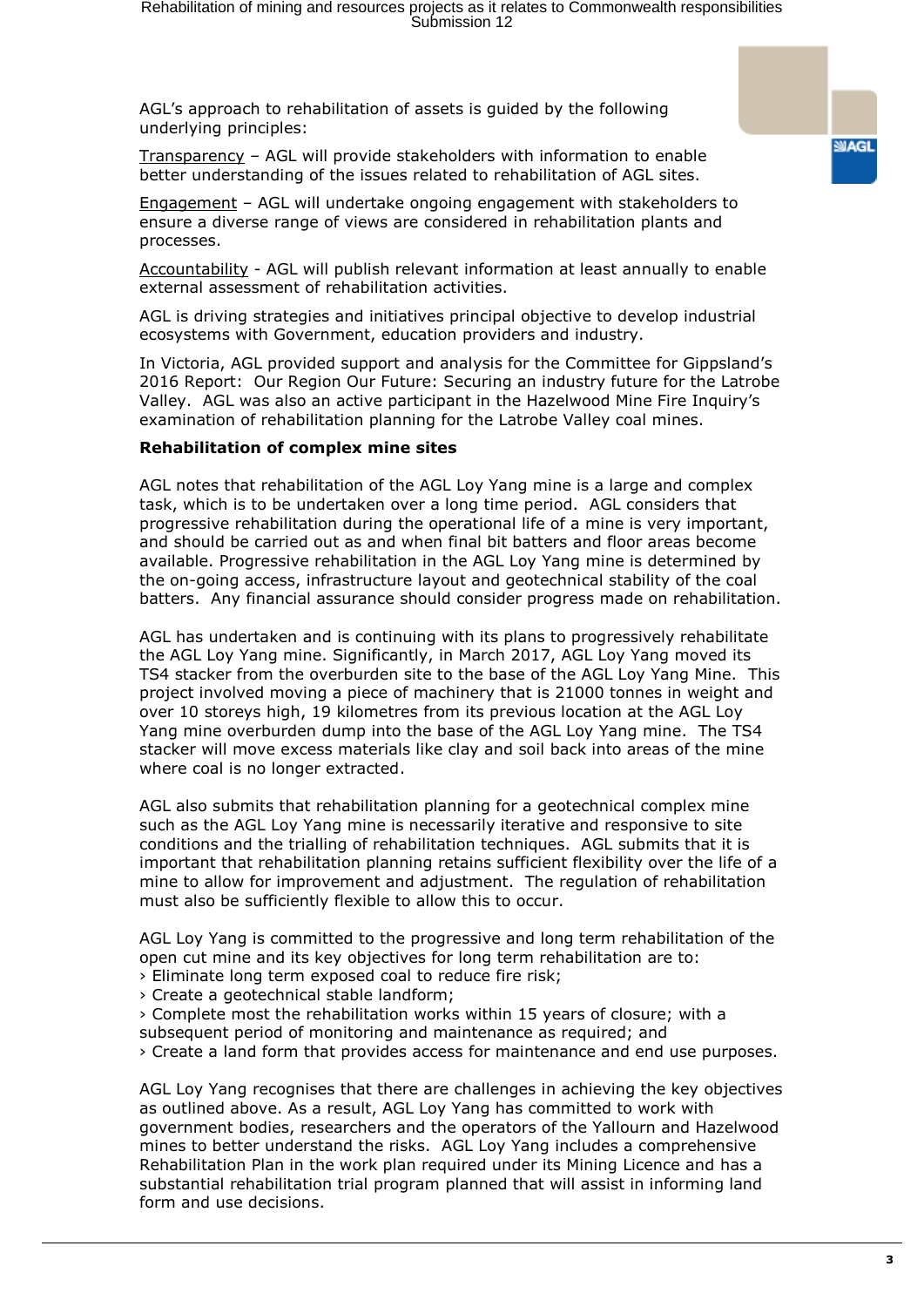AGL's approach to rehabilitation of assets is guided by the following underlying principles:

Transparency – AGL will provide stakeholders with information to enable better understanding of the issues related to rehabilitation of AGL sites.

Engagement – AGL will undertake ongoing engagement with stakeholders to ensure a diverse range of views are considered in rehabilitation plants and processes.

Accountability - AGL will publish relevant information at least annually to enable external assessment of rehabilitation activities.

AGL is driving strategies and initiatives principal objective to develop industrial ecosystems with Government, education providers and industry.

In Victoria, AGL provided support and analysis for the Committee for Gippsland's 2016 Report: Our Region Our Future: Securing an industry future for the Latrobe Valley. AGL was also an active participant in the Hazelwood Mine Fire Inquiry's examination of rehabilitation planning for the Latrobe Valley coal mines.

**Rehabilitation of complex mine sites**

AGL notes that rehabilitation of the AGL Loy Yang mine is a large and complex task, which is to be undertaken over a long time period. AGL considers that progressive rehabilitation during the operational life of a mine is very important, and should be carried out as and when final bit batters and floor areas become available. Progressive rehabilitation in the AGL Loy Yang mine is determined by the on-going access, infrastructure layout and geotechnical stability of the coal batters. Any financial assurance should consider progress made on rehabilitation.

AGL has undertaken and is continuing with its plans to progressively rehabilitate the AGL Loy Yang mine. Significantly, in March 2017, AGL Loy Yang moved its TS4 stacker from the overburden site to the base of the AGL Loy Yang Mine. This project involved moving a piece of machinery that is 21000 tonnes in weight and over 10 storeys high, 19 kilometres from its previous location at the AGL Loy Yang mine overburden dump into the base of the AGL Loy Yang mine. The TS4 stacker will move excess materials like clay and soil back into areas of the mine where coal is no longer extracted.

AGL also submits that rehabilitation planning for a geotechnical complex mine such as the AGL Loy Yang mine is necessarily iterative and responsive to site conditions and the trialling of rehabilitation techniques. AGL submits that it is important that rehabilitation planning retains sufficient flexibility over the life of a mine to allow for improvement and adjustment. The regulation of rehabilitation must also be sufficiently flexible to allow this to occur.

AGL Loy Yang is committed to the progressive and long term rehabilitation of the open cut mine and its key objectives for long term rehabilitation are to:

› Eliminate long term exposed coal to reduce fire risk;
› Create a geotechnical stable landform;
› Complete most the rehabilitation works within 15 years of closure; with a subsequent period of monitoring and maintenance as required; and
› Create a land form that provides access for maintenance and end use purposes.

AGL Loy Yang recognises that there are challenges in achieving the key objectives as outlined above. As a result, AGL Loy Yang has committed to work with government bodies, researchers and the operators of the Yallourn and Hazelwood mines to better understand the risks. AGL Loy Yang includes a comprehensive Rehabilitation Plan in the work plan required under its Mining Licence and has a substantial rehabilitation trial program planned that will assist in informing land form and use decisions.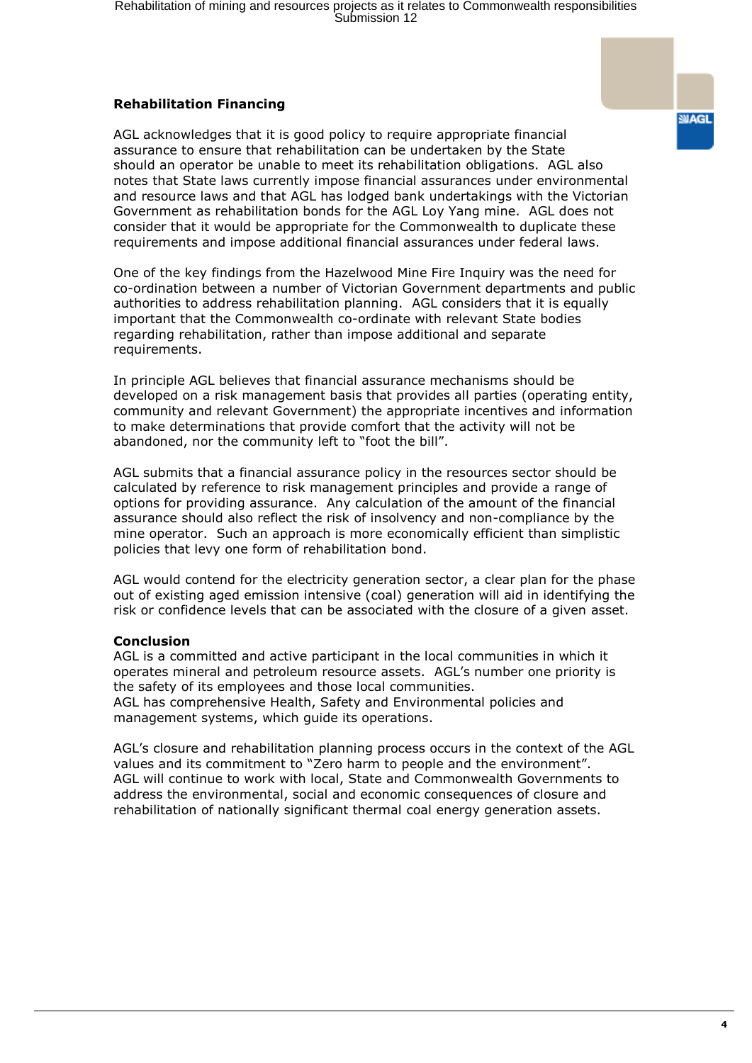**Rehabilitation Financing**

AGL acknowledges that it is good policy to require appropriate financial assurance to ensure that rehabilitation can be undertaken by the State should an operator be unable to meet its rehabilitation obligations. AGL also notes that State laws currently impose financial assurances under environmental and resource laws and that AGL has lodged bank undertakings with the Victorian Government as rehabilitation bonds for the AGL Loy Yang mine. AGL does not consider that it would be appropriate for the Commonwealth to duplicate these requirements and impose additional financial assurances under federal laws.

One of the key findings from the Hazelwood Mine Fire Inquiry was the need for co-ordination between a number of Victorian Government departments and public authorities to address rehabilitation planning. AGL considers that it is equally important that the Commonwealth co-ordinate with relevant State bodies regarding rehabilitation, rather than impose additional and separate requirements.

In principle AGL believes that financial assurance mechanisms should be developed on a risk management basis that provides all parties (operating entity, community and relevant Government) the appropriate incentives and information to make determinations that provide comfort that the activity will not be abandoned, nor the community left to "foot the bill".

AGL submits that a financial assurance policy in the resources sector should be calculated by reference to risk management principles and provide a range of options for providing assurance. Any calculation of the amount of the financial assurance should also reflect the risk of insolvency and non-compliance by the mine operator. Such an approach is more economically efficient than simplistic policies that levy one form of rehabilitation bond.

AGL would contend for the electricity generation sector, a clear plan for the phase out of existing aged emission intensive (coal) generation will aid in identifying the risk or confidence levels that can be associated with the closure of a given asset.

**Conclusion**

AGL is a committed and active participant in the local communities in which it operates mineral and petroleum resource assets. AGL's number one priority is the safety of its employees and those local communities.
AGL has comprehensive Health, Safety and Environmental policies and management systems, which guide its operations.

AGL's closure and rehabilitation planning process occurs in the context of the AGL values and its commitment to "Zero harm to people and the environment".
AGL will continue to work with local, State and Commonwealth Governments to address the environmental, social and economic consequences of closure and rehabilitation of nationally significant thermal coal energy generation assets.